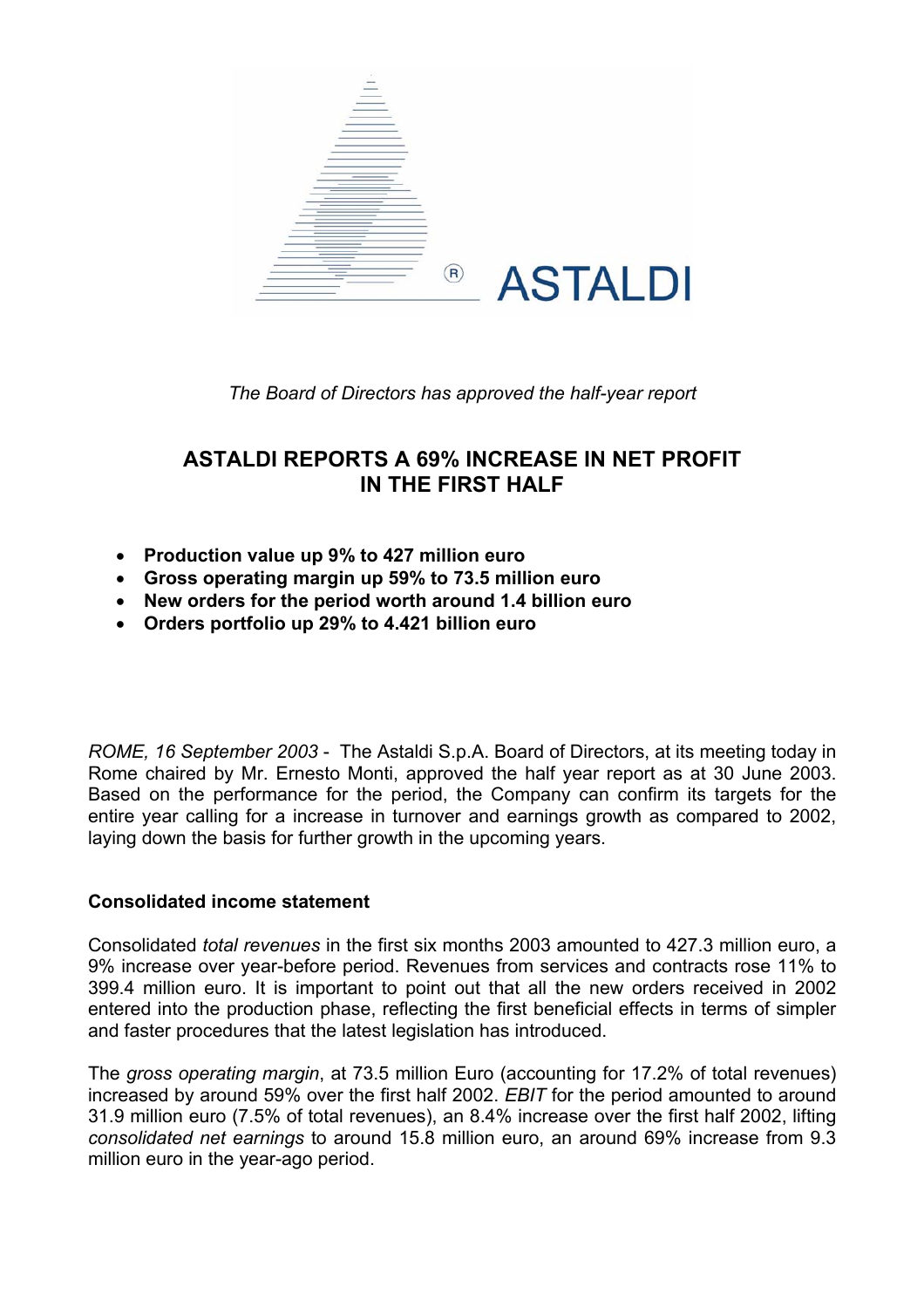*The Board of Directors has approved the half-year report*

# ASTALDI REPORTS A 69% INCREASE IN NET PROFIT IN THE FIRST HALF

- **Production value up 9% to 427 million euro**
- **Gross operating margin up 59% to 73.5 million euro**
- **New orders for the period worth around 1.4 billion euro**
- **Orders portfolio up 29% to 4.421 billion euro**

*ROME, 16 September 2003* - The Astaldi S.p.A. Board of Directors, at its meeting today in Rome chaired by Mr. Ernesto Monti, approved the half year report as at 30 June 2003. Based on the performance for the period, the Company can confirm its targets for the entire year calling for a increase in turnover and earnings growth as compared to 2002, laying down the basis for further growth in the upcoming years.

## Consolidated income statement

Consolidated *total revenues* in the first six months 2003 amounted to 427.3 million euro, a 9% increase over year-before period. Revenues from services and contracts rose 11% to 399.4 million euro. It is important to point out that all the new orders received in 2002 entered into the production phase, reflecting the first beneficial effects in terms of simpler and faster procedures that the latest legislation has introduced.

The *gross operating margin*, at 73.5 million Euro (accounting for 17.2% of total revenues) increased by around 59% over the first half 2002. *EBIT* for the period amounted to around 31.9 million euro (7.5% of total revenues), an 8.4% increase over the first half 2002, lifting *consolidated net earnings* to around 15.8 million euro, an around 69% increase from 9.3 million euro in the year-ago period.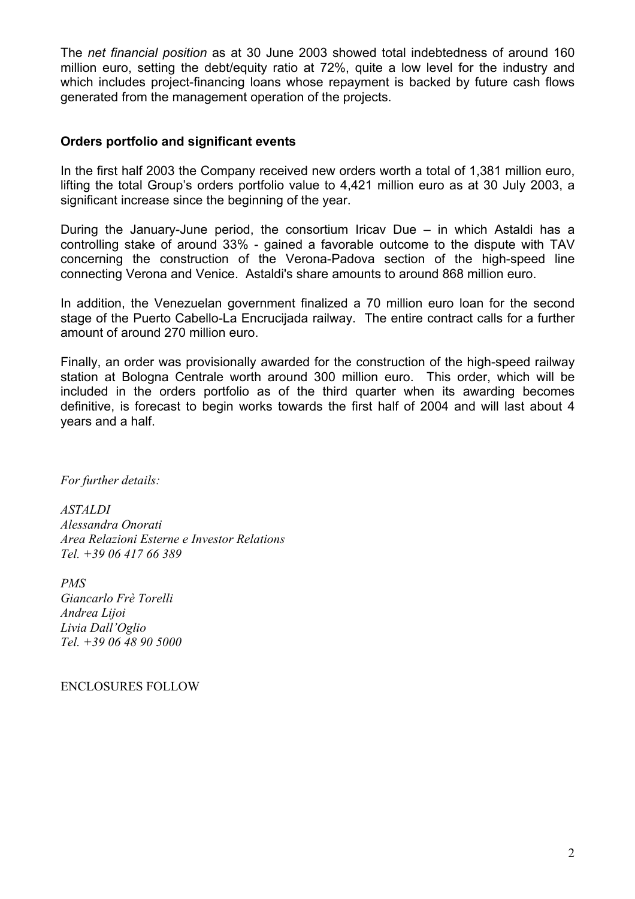The *net financial position* as at 30 June 2003 showed total indebtedness of around 160 million euro, setting the debt/equity ratio at 72%, quite a low level for the industry and which includes project-financing loans whose repayment is backed by future cash flows generated from the management operation of the projects.

**Orders portfolio and significant events**

In the first half 2003 the Company received new orders worth a total of 1,381 million euro, lifting the total Group's orders portfolio value to 4,421 million euro as at 30 July 2003, a significant increase since the beginning of the year.

During the January-June period, the consortium Iricav Due – in which Astaldi has a controlling stake of around 33% - gained a favorable outcome to the dispute with TAV concerning the construction of the Verona-Padova section of the high-speed line connecting Verona and Venice. Astaldi's share amounts to around 868 million euro.

In addition, the Venezuelan government finalized a 70 million euro loan for the second stage of the Puerto Cabello-La Encrucijada railway. The entire contract calls for a further amount of around 270 million euro.

Finally, an order was provisionally awarded for the construction of the high-speed railway station at Bologna Centrale worth around 300 million euro. This order, which will be included in the orders portfolio as of the third quarter when its awarding becomes definitive, is forecast to begin works towards the first half of 2004 and will last about 4 years and a half.

*For further details:*

*ASTALDI*
*Alessandra Onorati*
*Area Relazioni Esterne e Investor Relations*
*Tel. +39 06 417 66 389*

*PMS*
*Giancarlo Frè Torelli*
*Andrea Lijoi*
*Livia Dall'Oglio*
*Tel. +39 06 48 90 5000*

ENCLOSURES FOLLOW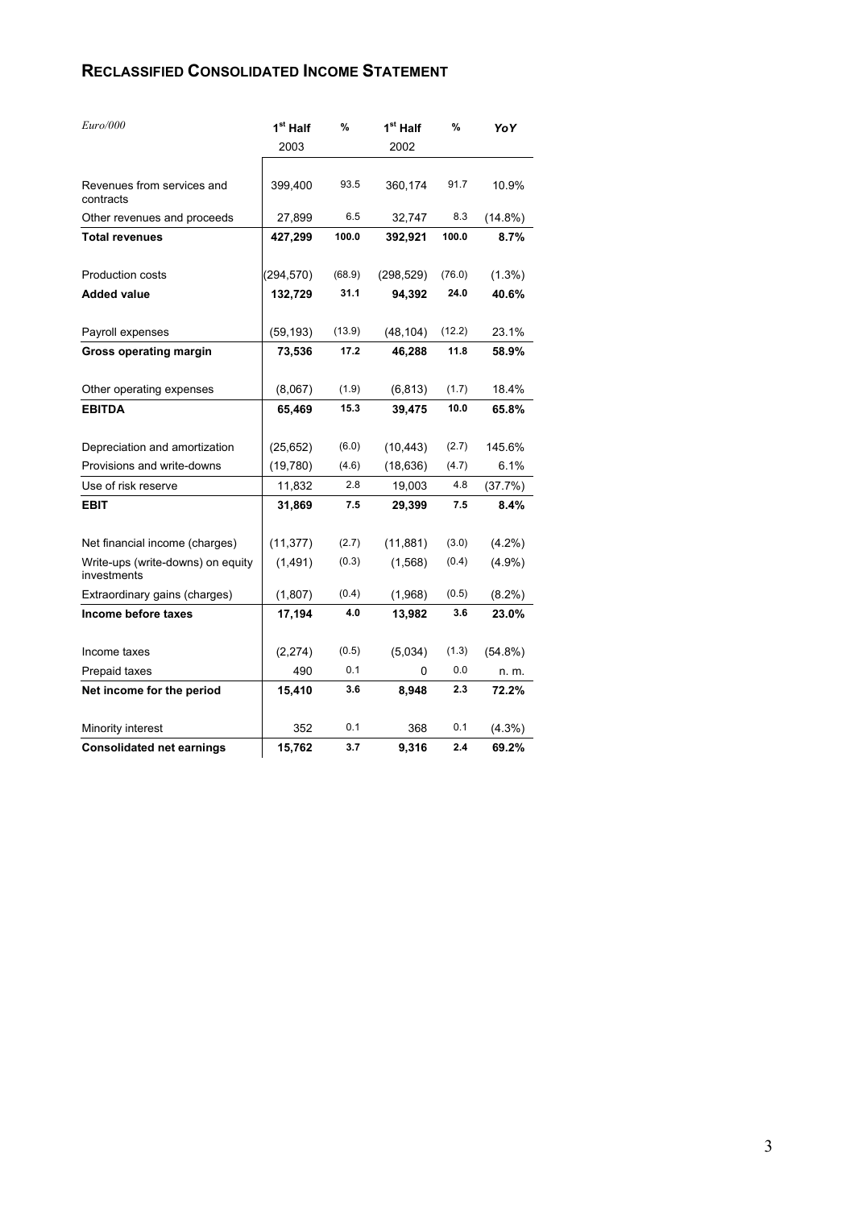## RECLASSIFIED CONSOLIDATED INCOME STATEMENT

| *Euro/000* | 1[st] Half 2003 | % | 1[st] Half 2002 | % | *YoY* |
|---|---|---|---|---|---|
| Revenues from services and contracts | 399,400 | 93.5 | 360,174 | 91.7 | 10.9% |
| Other revenues and proceeds | 27,899 | 6.5 | 32,747 | 8.3 | (14.8%) |
| **Total revenues** | **427,299** | **100.0** | **392,921** | **100.0** | **8.7%** |
| Production costs | (294,570) | (68.9) | (298,529) | (76.0) | (1.3%) |
| **Added value** | **132,729** | **31.1** | **94,392** | **24.0** | **40.6%** |
| Payroll expenses | (59,193) | (13.9) | (48,104) | (12.2) | 23.1% |
| **Gross operating margin** | **73,536** | **17.2** | **46,288** | **11.8** | **58.9%** |
| Other operating expenses | (8,067) | (1.9) | (6,813) | (1.7) | 18.4% |
| **EBITDA** | **65,469** | **15.3** | **39,475** | **10.0** | **65.8%** |
| Depreciation and amortization | (25,652) | (6.0) | (10,443) | (2.7) | 145.6% |
| Provisions and write-downs | (19,780) | (4.6) | (18,636) | (4.7) | 6.1% |
| Use of risk reserve | 11,832 | 2.8 | 19,003 | 4.8 | (37.7%) |
| **EBIT** | **31,869** | **7.5** | **29,399** | **7.5** | **8.4%** |
| Net financial income (charges) | (11,377) | (2.7) | (11,881) | (3.0) | (4.2%) |
| Write-ups (write-downs) on equity investments | (1,491) | (0.3) | (1,568) | (0.4) | (4.9%) |
| Extraordinary gains (charges) | (1,807) | (0.4) | (1,968) | (0.5) | (8.2%) |
| **Income before taxes** | **17,194** | **4.0** | **13,982** | **3.6** | **23.0%** |
| Income taxes | (2,274) | (0.5) | (5,034) | (1.3) | (54.8%) |
| Prepaid taxes | 490 | 0.1 | 0 | 0.0 | n. m. |
| **Net income for the period** | **15,410** | **3.6** | **8,948** | **2.3** | **72.2%** |
| Minority interest | 352 | 0.1 | 368 | 0.1 | (4.3%) |
| **Consolidated net earnings** | **15,762** | **3.7** | **9,316** | **2.4** | **69.2%** |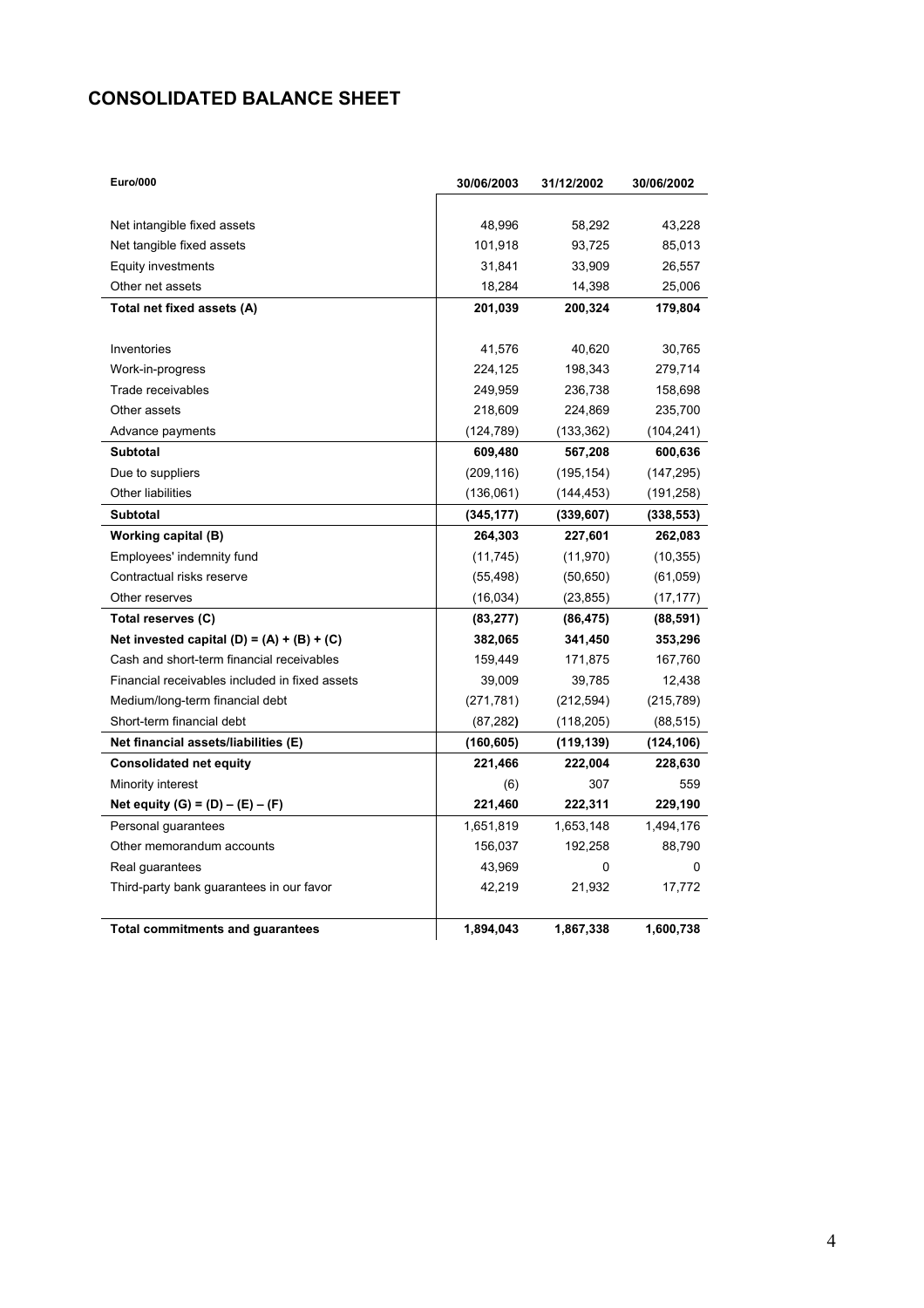# CONSOLIDATED BALANCE SHEET

| Euro/000 | 30/06/2003 | 31/12/2002 | 30/06/2002 |
|---|---|---|---|
| Net intangible fixed assets | 48,996 | 58,292 | 43,228 |
| Net tangible fixed assets | 101,918 | 93,725 | 85,013 |
| Equity investments | 31,841 | 33,909 | 26,557 |
| Other net assets | 18,284 | 14,398 | 25,006 |
| **Total net fixed assets (A)** | **201,039** | **200,324** | **179,804** |
| Inventories | 41,576 | 40,620 | 30,765 |
| Work-in-progress | 224,125 | 198,343 | 279,714 |
| Trade receivables | 249,959 | 236,738 | 158,698 |
| Other assets | 218,609 | 224,869 | 235,700 |
| Advance payments | (124,789) | (133,362) | (104,241) |
| **Subtotal** | **609,480** | **567,208** | **600,636** |
| Due to suppliers | (209,116) | (195,154) | (147,295) |
| Other liabilities | (136,061) | (144,453) | (191,258) |
| **Subtotal** | **(345,177)** | **(339,607)** | **(338,553)** |
| **Working capital (B)** | **264,303** | **227,601** | **262,083** |
| Employees' indemnity fund | (11,745) | (11,970) | (10,355) |
| Contractual risks reserve | (55,498) | (50,650) | (61,059) |
| Other reserves | (16,034) | (23,855) | (17,177) |
| **Total reserves (C)** | **(83,277)** | **(86,475)** | **(88,591)** |
| **Net invested capital (D) = (A) + (B) + (C)** | **382,065** | **341,450** | **353,296** |
| Cash and short-term financial receivables | 159,449 | 171,875 | 167,760 |
| Financial receivables included in fixed assets | 39,009 | 39,785 | 12,438 |
| Medium/long-term financial debt | (271,781) | (212,594) | (215,789) |
| Short-term financial debt | (87,282) | (118,205) | (88,515) |
| **Net financial assets/liabilities (E)** | **(160,605)** | **(119,139)** | **(124,106)** |
| **Consolidated net equity** | **221,466** | **222,004** | **228,630** |
| Minority interest | (6) | 307 | 559 |
| **Net equity (G) = (D) – (E) – (F)** | **221,460** | **222,311** | **229,190** |
| Personal guarantees | 1,651,819 | 1,653,148 | 1,494,176 |
| Other memorandum accounts | 156,037 | 192,258 | 88,790 |
| Real guarantees | 43,969 | 0 | 0 |
| Third-party bank guarantees in our favor | 42,219 | 21,932 | 17,772 |
| **Total commitments and guarantees** | **1,894,043** | **1,867,338** | **1,600,738** |